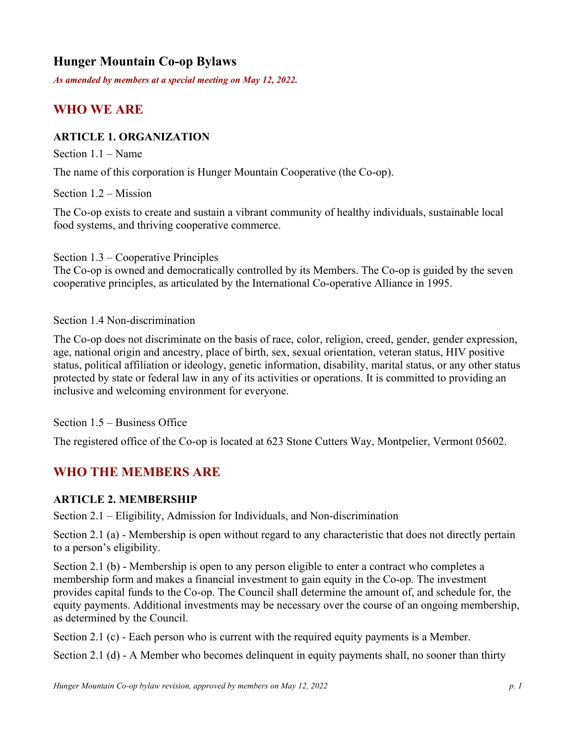# Hunger Mountain Co-op Bylaws

***As amended by members at a special meeting on May 12, 2022.***

## WHO WE ARE

### ARTICLE 1. ORGANIZATION

Section 1.1 – Name

The name of this corporation is Hunger Mountain Cooperative (the Co-op).

Section 1.2 – Mission

The Co-op exists to create and sustain a vibrant community of healthy individuals, sustainable local food systems, and thriving cooperative commerce.

Section 1.3 – Cooperative Principles

The Co-op is owned and democratically controlled by its Members. The Co-op is guided by the seven cooperative principles, as articulated by the International Co-operative Alliance in 1995.

Section 1.4 Non-discrimination

The Co-op does not discriminate on the basis of race, color, religion, creed, gender, gender expression, age, national origin and ancestry, place of birth, sex, sexual orientation, veteran status, HIV positive status, political affiliation or ideology, genetic information, disability, marital status, or any other status protected by state or federal law in any of its activities or operations. It is committed to providing an inclusive and welcoming environment for everyone.

Section 1.5 – Business Office

The registered office of the Co-op is located at 623 Stone Cutters Way, Montpelier, Vermont 05602.

## WHO THE MEMBERS ARE

### ARTICLE 2. MEMBERSHIP

Section 2.1 – Eligibility, Admission for Individuals, and Non-discrimination

Section 2.1 (a) - Membership is open without regard to any characteristic that does not directly pertain to a person's eligibility.

Section 2.1 (b) - Membership is open to any person eligible to enter a contract who completes a membership form and makes a financial investment to gain equity in the Co-op. The investment provides capital funds to the Co-op. The Council shall determine the amount of, and schedule for, the equity payments. Additional investments may be necessary over the course of an ongoing membership, as determined by the Council.

Section 2.1 (c) - Each person who is current with the required equity payments is a Member.

Section 2.1 (d) - A Member who becomes delinquent in equity payments shall, no sooner than thirty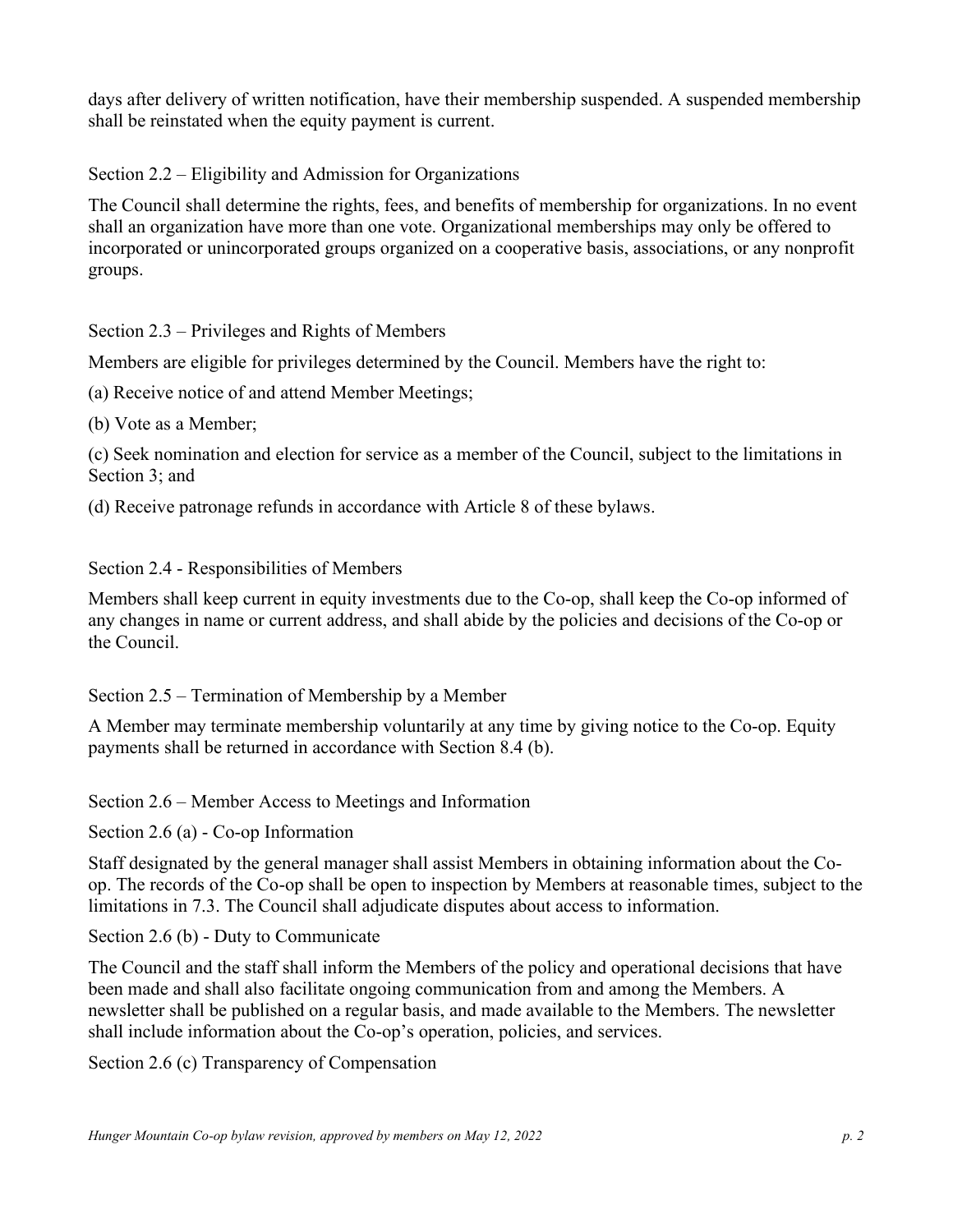days after delivery of written notification, have their membership suspended. A suspended membership shall be reinstated when the equity payment is current.

### Section 2.2 – Eligibility and Admission for Organizations

The Council shall determine the rights, fees, and benefits of membership for organizations. In no event shall an organization have more than one vote. Organizational memberships may only be offered to incorporated or unincorporated groups organized on a cooperative basis, associations, or any nonprofit groups.

### Section 2.3 – Privileges and Rights of Members

Members are eligible for privileges determined by the Council. Members have the right to:

(a) Receive notice of and attend Member Meetings;

(b) Vote as a Member;

(c) Seek nomination and election for service as a member of the Council, subject to the limitations in Section 3; and

(d) Receive patronage refunds in accordance with Article 8 of these bylaws.

### Section 2.4 - Responsibilities of Members

Members shall keep current in equity investments due to the Co-op, shall keep the Co-op informed of any changes in name or current address, and shall abide by the policies and decisions of the Co-op or the Council.

### Section 2.5 – Termination of Membership by a Member

A Member may terminate membership voluntarily at any time by giving notice to the Co-op. Equity payments shall be returned in accordance with Section 8.4 (b).

### Section 2.6 – Member Access to Meetings and Information

#### Section 2.6 (a) - Co-op Information

Staff designated by the general manager shall assist Members in obtaining information about the Co-op. The records of the Co-op shall be open to inspection by Members at reasonable times, subject to the limitations in 7.3. The Council shall adjudicate disputes about access to information.

#### Section 2.6 (b) - Duty to Communicate

The Council and the staff shall inform the Members of the policy and operational decisions that have been made and shall also facilitate ongoing communication from and among the Members. A newsletter shall be published on a regular basis, and made available to the Members. The newsletter shall include information about the Co-op's operation, policies, and services.

#### Section 2.6 (c) Transparency of Compensation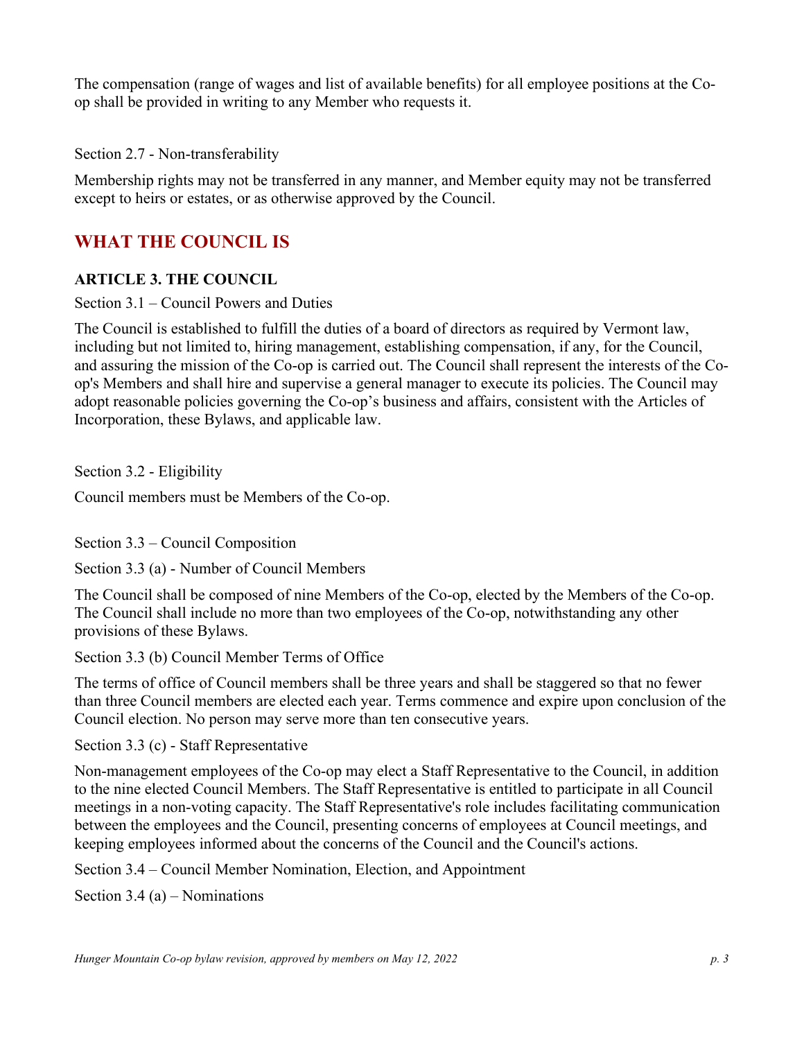The compensation (range of wages and list of available benefits) for all employee positions at the Co-op shall be provided in writing to any Member who requests it.

Section 2.7 - Non-transferability

Membership rights may not be transferred in any manner, and Member equity may not be transferred except to heirs or estates, or as otherwise approved by the Council.

## WHAT THE COUNCIL IS

### ARTICLE 3. THE COUNCIL

Section 3.1 – Council Powers and Duties

The Council is established to fulfill the duties of a board of directors as required by Vermont law, including but not limited to, hiring management, establishing compensation, if any, for the Council, and assuring the mission of the Co-op is carried out. The Council shall represent the interests of the Co-op's Members and shall hire and supervise a general manager to execute its policies. The Council may adopt reasonable policies governing the Co-op's business and affairs, consistent with the Articles of Incorporation, these Bylaws, and applicable law.

Section 3.2 - Eligibility

Council members must be Members of the Co-op.

Section 3.3 – Council Composition

Section 3.3 (a) - Number of Council Members

The Council shall be composed of nine Members of the Co-op, elected by the Members of the Co-op. The Council shall include no more than two employees of the Co-op, notwithstanding any other provisions of these Bylaws.

Section 3.3 (b) Council Member Terms of Office

The terms of office of Council members shall be three years and shall be staggered so that no fewer than three Council members are elected each year. Terms commence and expire upon conclusion of the Council election. No person may serve more than ten consecutive years.

Section 3.3 (c) - Staff Representative

Non-management employees of the Co-op may elect a Staff Representative to the Council, in addition to the nine elected Council Members. The Staff Representative is entitled to participate in all Council meetings in a non-voting capacity. The Staff Representative's role includes facilitating communication between the employees and the Council, presenting concerns of employees at Council meetings, and keeping employees informed about the concerns of the Council and the Council's actions.

Section 3.4 – Council Member Nomination, Election, and Appointment

Section 3.4 (a) – Nominations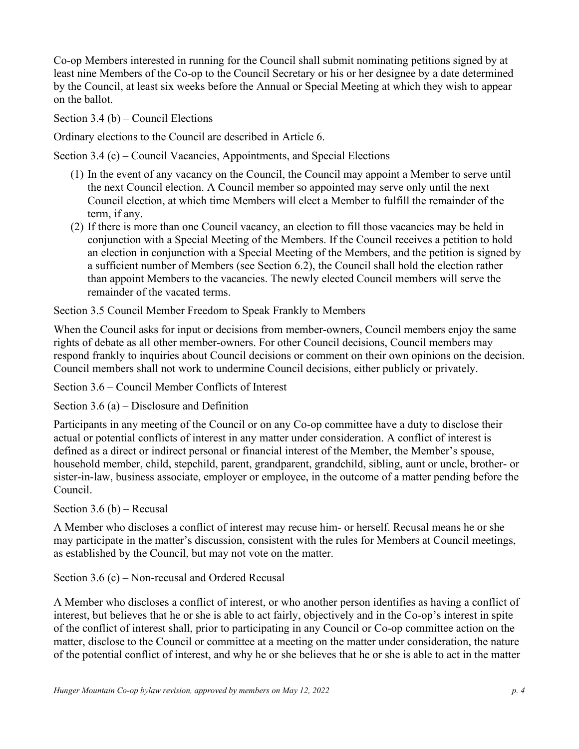Co-op Members interested in running for the Council shall submit nominating petitions signed by at least nine Members of the Co-op to the Council Secretary or his or her designee by a date determined by the Council, at least six weeks before the Annual or Special Meeting at which they wish to appear on the ballot.

Section 3.4 (b) – Council Elections

Ordinary elections to the Council are described in Article 6.

Section 3.4 (c) – Council Vacancies, Appointments, and Special Elections

(1) In the event of any vacancy on the Council, the Council may appoint a Member to serve until the next Council election. A Council member so appointed may serve only until the next Council election, at which time Members will elect a Member to fulfill the remainder of the term, if any.

(2) If there is more than one Council vacancy, an election to fill those vacancies may be held in conjunction with a Special Meeting of the Members. If the Council receives a petition to hold an election in conjunction with a Special Meeting of the Members, and the petition is signed by a sufficient number of Members (see Section 6.2), the Council shall hold the election rather than appoint Members to the vacancies. The newly elected Council members will serve the remainder of the vacated terms.

Section 3.5 Council Member Freedom to Speak Frankly to Members

When the Council asks for input or decisions from member-owners, Council members enjoy the same rights of debate as all other member-owners. For other Council decisions, Council members may respond frankly to inquiries about Council decisions or comment on their own opinions on the decision. Council members shall not work to undermine Council decisions, either publicly or privately.

Section 3.6 – Council Member Conflicts of Interest

Section 3.6 (a) – Disclosure and Definition

Participants in any meeting of the Council or on any Co-op committee have a duty to disclose their actual or potential conflicts of interest in any matter under consideration. A conflict of interest is defined as a direct or indirect personal or financial interest of the Member, the Member's spouse, household member, child, stepchild, parent, grandparent, grandchild, sibling, aunt or uncle, brother- or sister-in-law, business associate, employer or employee, in the outcome of a matter pending before the Council.

Section 3.6 (b) – Recusal

A Member who discloses a conflict of interest may recuse him- or herself. Recusal means he or she may participate in the matter's discussion, consistent with the rules for Members at Council meetings, as established by the Council, but may not vote on the matter.

Section 3.6 (c) – Non-recusal and Ordered Recusal

A Member who discloses a conflict of interest, or who another person identifies as having a conflict of interest, but believes that he or she is able to act fairly, objectively and in the Co-op's interest in spite of the conflict of interest shall, prior to participating in any Council or Co-op committee action on the matter, disclose to the Council or committee at a meeting on the matter under consideration, the nature of the potential conflict of interest, and why he or she believes that he or she is able to act in the matter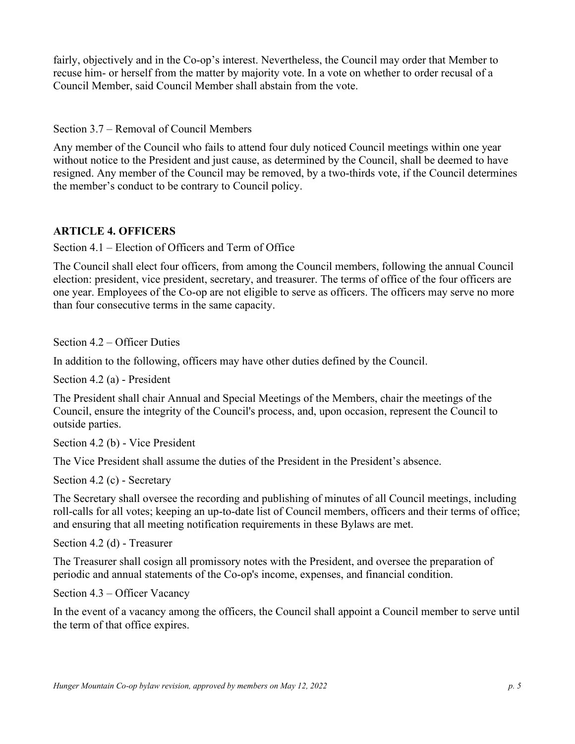fairly, objectively and in the Co-op's interest. Nevertheless, the Council may order that Member to recuse him- or herself from the matter by majority vote. In a vote on whether to order recusal of a Council Member, said Council Member shall abstain from the vote.

Section 3.7 – Removal of Council Members

Any member of the Council who fails to attend four duly noticed Council meetings within one year without notice to the President and just cause, as determined by the Council, shall be deemed to have resigned. Any member of the Council may be removed, by a two-thirds vote, if the Council determines the member's conduct to be contrary to Council policy.

## ARTICLE 4. OFFICERS

Section 4.1 – Election of Officers and Term of Office

The Council shall elect four officers, from among the Council members, following the annual Council election: president, vice president, secretary, and treasurer. The terms of office of the four officers are one year. Employees of the Co-op are not eligible to serve as officers. The officers may serve no more than four consecutive terms in the same capacity.

Section 4.2 – Officer Duties

In addition to the following, officers may have other duties defined by the Council.

Section 4.2 (a) - President

The President shall chair Annual and Special Meetings of the Members, chair the meetings of the Council, ensure the integrity of the Council's process, and, upon occasion, represent the Council to outside parties.

Section 4.2 (b) - Vice President

The Vice President shall assume the duties of the President in the President's absence.

Section 4.2 (c) - Secretary

The Secretary shall oversee the recording and publishing of minutes of all Council meetings, including roll-calls for all votes; keeping an up-to-date list of Council members, officers and their terms of office; and ensuring that all meeting notification requirements in these Bylaws are met.

Section 4.2 (d) - Treasurer

The Treasurer shall cosign all promissory notes with the President, and oversee the preparation of periodic and annual statements of the Co-op's income, expenses, and financial condition.

Section 4.3 – Officer Vacancy

In the event of a vacancy among the officers, the Council shall appoint a Council member to serve until the term of that office expires.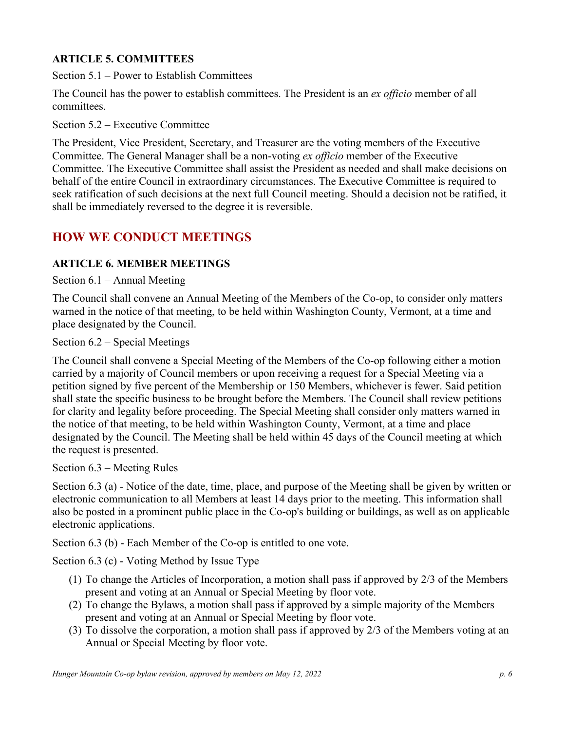### ARTICLE 5. COMMITTEES

Section 5.1 – Power to Establish Committees

The Council has the power to establish committees. The President is an *ex officio* member of all committees.

Section 5.2 – Executive Committee

The President, Vice President, Secretary, and Treasurer are the voting members of the Executive Committee. The General Manager shall be a non-voting *ex officio* member of the Executive Committee. The Executive Committee shall assist the President as needed and shall make decisions on behalf of the entire Council in extraordinary circumstances. The Executive Committee is required to seek ratification of such decisions at the next full Council meeting. Should a decision not be ratified, it shall be immediately reversed to the degree it is reversible.

## HOW WE CONDUCT MEETINGS

### ARTICLE 6. MEMBER MEETINGS

Section 6.1 – Annual Meeting

The Council shall convene an Annual Meeting of the Members of the Co-op, to consider only matters warned in the notice of that meeting, to be held within Washington County, Vermont, at a time and place designated by the Council.

Section 6.2 – Special Meetings

The Council shall convene a Special Meeting of the Members of the Co-op following either a motion carried by a majority of Council members or upon receiving a request for a Special Meeting via a petition signed by five percent of the Membership or 150 Members, whichever is fewer. Said petition shall state the specific business to be brought before the Members. The Council shall review petitions for clarity and legality before proceeding. The Special Meeting shall consider only matters warned in the notice of that meeting, to be held within Washington County, Vermont, at a time and place designated by the Council. The Meeting shall be held within 45 days of the Council meeting at which the request is presented.

Section 6.3 – Meeting Rules

Section 6.3 (a) - Notice of the date, time, place, and purpose of the Meeting shall be given by written or electronic communication to all Members at least 14 days prior to the meeting. This information shall also be posted in a prominent public place in the Co-op's building or buildings, as well as on applicable electronic applications.

Section 6.3 (b) - Each Member of the Co-op is entitled to one vote.

Section 6.3 (c) - Voting Method by Issue Type

(1) To change the Articles of Incorporation, a motion shall pass if approved by 2/3 of the Members present and voting at an Annual or Special Meeting by floor vote.
(2) To change the Bylaws, a motion shall pass if approved by a simple majority of the Members present and voting at an Annual or Special Meeting by floor vote.
(3) To dissolve the corporation, a motion shall pass if approved by 2/3 of the Members voting at an Annual or Special Meeting by floor vote.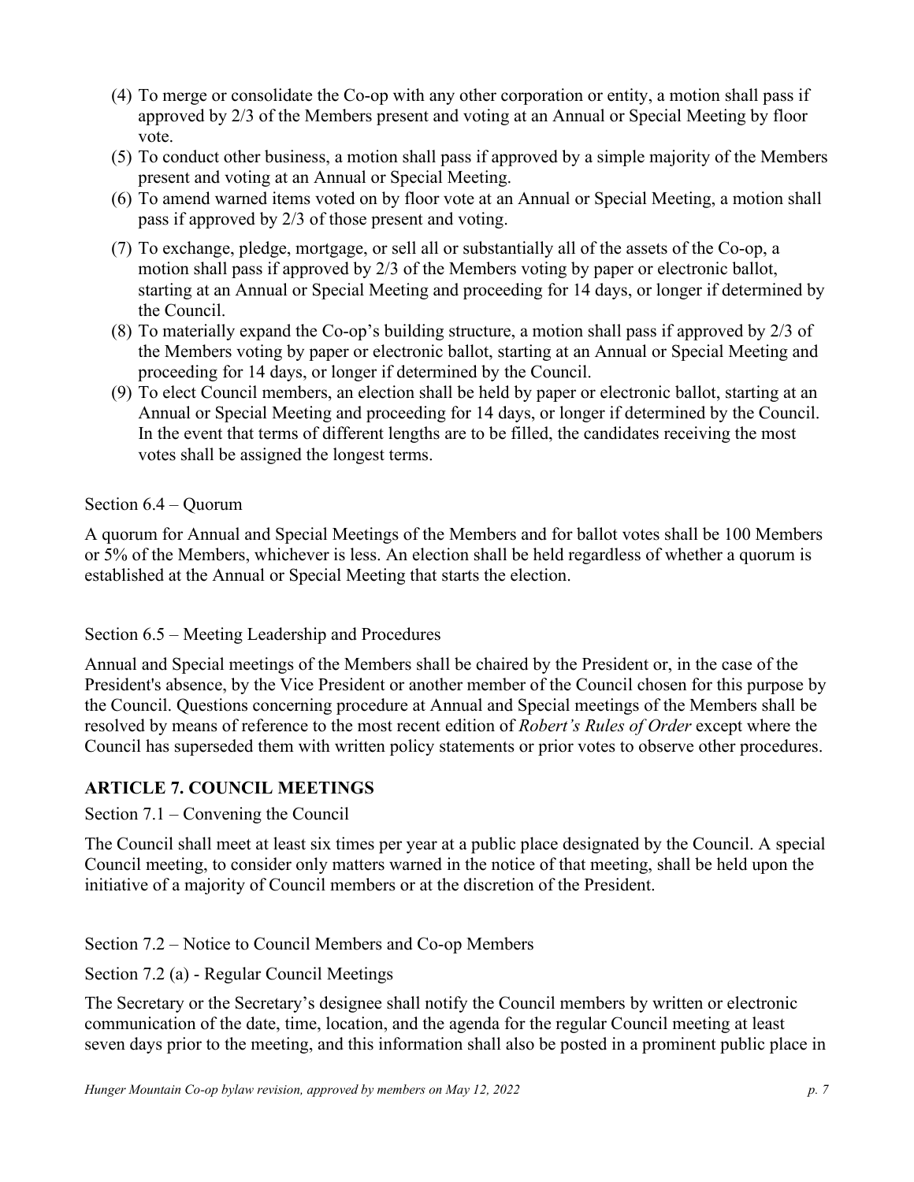(4) To merge or consolidate the Co-op with any other corporation or entity, a motion shall pass if approved by 2/3 of the Members present and voting at an Annual or Special Meeting by floor vote.

(5) To conduct other business, a motion shall pass if approved by a simple majority of the Members present and voting at an Annual or Special Meeting.

(6) To amend warned items voted on by floor vote at an Annual or Special Meeting, a motion shall pass if approved by 2/3 of those present and voting.

(7) To exchange, pledge, mortgage, or sell all or substantially all of the assets of the Co-op, a motion shall pass if approved by 2/3 of the Members voting by paper or electronic ballot, starting at an Annual or Special Meeting and proceeding for 14 days, or longer if determined by the Council.

(8) To materially expand the Co-op's building structure, a motion shall pass if approved by 2/3 of the Members voting by paper or electronic ballot, starting at an Annual or Special Meeting and proceeding for 14 days, or longer if determined by the Council.

(9) To elect Council members, an election shall be held by paper or electronic ballot, starting at an Annual or Special Meeting and proceeding for 14 days, or longer if determined by the Council. In the event that terms of different lengths are to be filled, the candidates receiving the most votes shall be assigned the longest terms.

Section 6.4 – Quorum

A quorum for Annual and Special Meetings of the Members and for ballot votes shall be 100 Members or 5% of the Members, whichever is less. An election shall be held regardless of whether a quorum is established at the Annual or Special Meeting that starts the election.

Section 6.5 – Meeting Leadership and Procedures

Annual and Special meetings of the Members shall be chaired by the President or, in the case of the President's absence, by the Vice President or another member of the Council chosen for this purpose by the Council. Questions concerning procedure at Annual and Special meetings of the Members shall be resolved by means of reference to the most recent edition of *Robert's Rules of Order* except where the Council has superseded them with written policy statements or prior votes to observe other procedures.

## ARTICLE 7. COUNCIL MEETINGS

Section 7.1 – Convening the Council

The Council shall meet at least six times per year at a public place designated by the Council. A special Council meeting, to consider only matters warned in the notice of that meeting, shall be held upon the initiative of a majority of Council members or at the discretion of the President.

Section 7.2 – Notice to Council Members and Co-op Members

Section 7.2 (a) - Regular Council Meetings

The Secretary or the Secretary's designee shall notify the Council members by written or electronic communication of the date, time, location, and the agenda for the regular Council meeting at least seven days prior to the meeting, and this information shall also be posted in a prominent public place in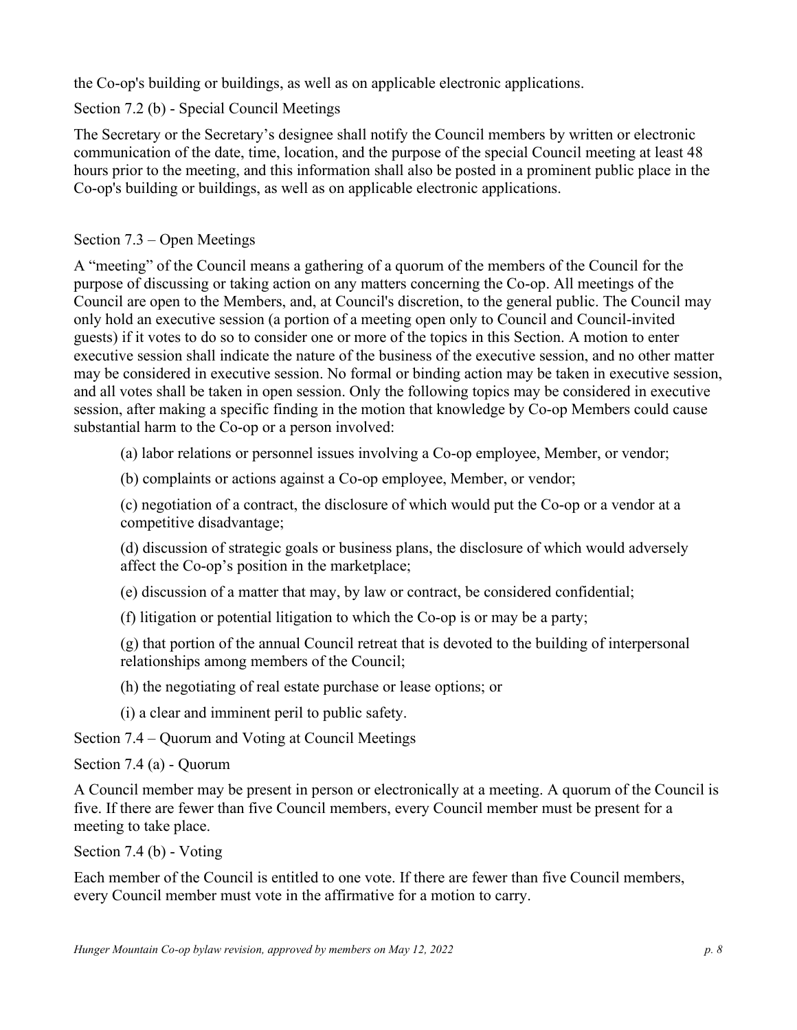the Co-op's building or buildings, as well as on applicable electronic applications.

### Section 7.2 (b) - Special Council Meetings

The Secretary or the Secretary's designee shall notify the Council members by written or electronic communication of the date, time, location, and the purpose of the special Council meeting at least 48 hours prior to the meeting, and this information shall also be posted in a prominent public place in the Co-op's building or buildings, as well as on applicable electronic applications.

## Section 7.3 – Open Meetings

A "meeting" of the Council means a gathering of a quorum of the members of the Council for the purpose of discussing or taking action on any matters concerning the Co-op. All meetings of the Council are open to the Members, and, at Council's discretion, to the general public. The Council may only hold an executive session (a portion of a meeting open only to Council and Council-invited guests) if it votes to do so to consider one or more of the topics in this Section. A motion to enter executive session shall indicate the nature of the business of the executive session, and no other matter may be considered in executive session. No formal or binding action may be taken in executive session, and all votes shall be taken in open session. Only the following topics may be considered in executive session, after making a specific finding in the motion that knowledge by Co-op Members could cause substantial harm to the Co-op or a person involved:

(a) labor relations or personnel issues involving a Co-op employee, Member, or vendor;

(b) complaints or actions against a Co-op employee, Member, or vendor;

(c) negotiation of a contract, the disclosure of which would put the Co-op or a vendor at a competitive disadvantage;

(d) discussion of strategic goals or business plans, the disclosure of which would adversely affect the Co-op's position in the marketplace;

(e) discussion of a matter that may, by law or contract, be considered confidential;

(f) litigation or potential litigation to which the Co-op is or may be a party;

(g) that portion of the annual Council retreat that is devoted to the building of interpersonal relationships among members of the Council;

(h) the negotiating of real estate purchase or lease options; or

(i) a clear and imminent peril to public safety.

## Section 7.4 – Quorum and Voting at Council Meetings

### Section 7.4 (a) - Quorum

A Council member may be present in person or electronically at a meeting. A quorum of the Council is five. If there are fewer than five Council members, every Council member must be present for a meeting to take place.

### Section 7.4 (b) - Voting

Each member of the Council is entitled to one vote. If there are fewer than five Council members, every Council member must vote in the affirmative for a motion to carry.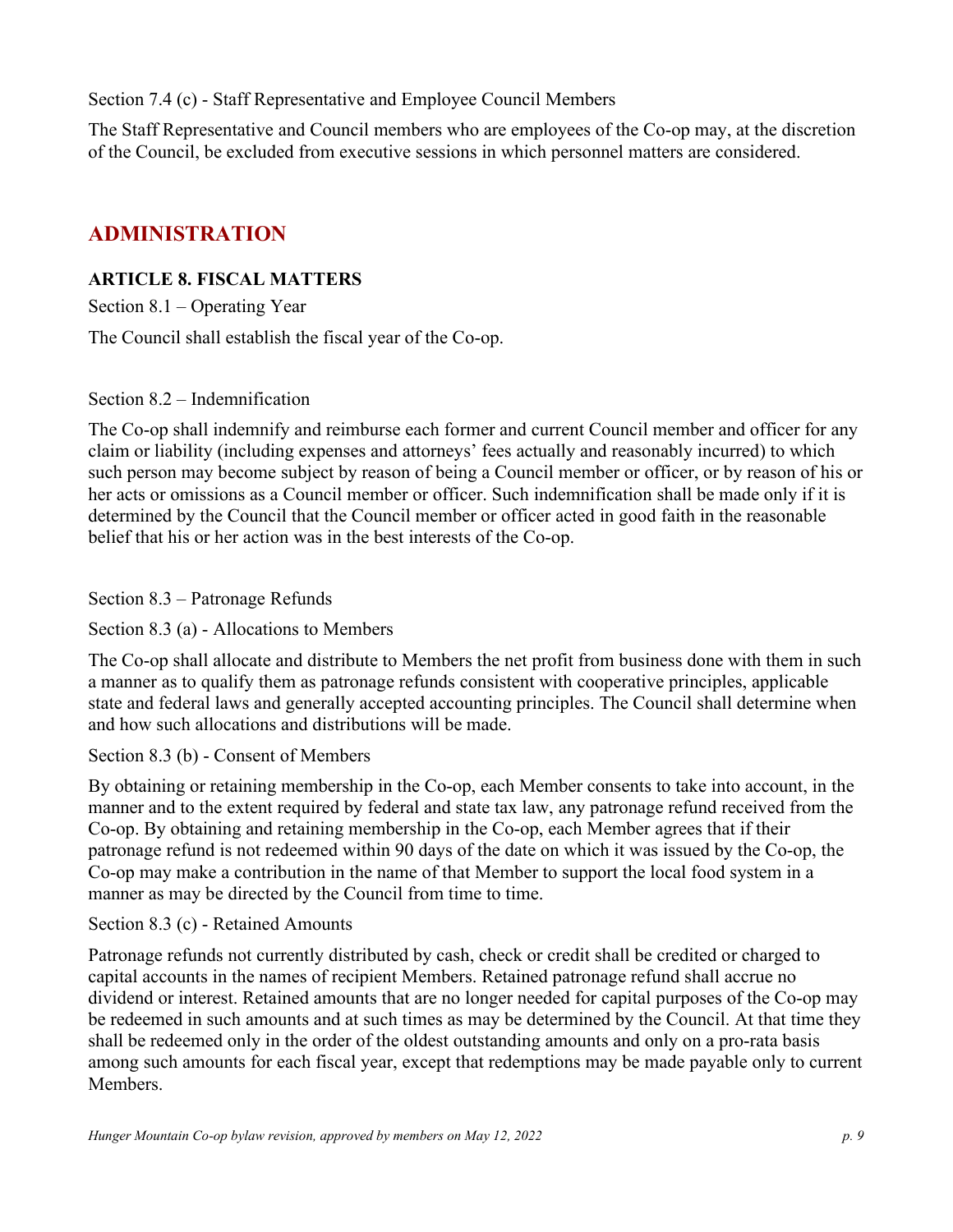Section 7.4 (c) - Staff Representative and Employee Council Members

The Staff Representative and Council members who are employees of the Co-op may, at the discretion of the Council, be excluded from executive sessions in which personnel matters are considered.

## ADMINISTRATION

### ARTICLE 8. FISCAL MATTERS

Section 8.1 – Operating Year

The Council shall establish the fiscal year of the Co-op.

Section 8.2 – Indemnification

The Co-op shall indemnify and reimburse each former and current Council member and officer for any claim or liability (including expenses and attorneys' fees actually and reasonably incurred) to which such person may become subject by reason of being a Council member or officer, or by reason of his or her acts or omissions as a Council member or officer. Such indemnification shall be made only if it is determined by the Council that the Council member or officer acted in good faith in the reasonable belief that his or her action was in the best interests of the Co-op.

Section 8.3 – Patronage Refunds

Section 8.3 (a) - Allocations to Members

The Co-op shall allocate and distribute to Members the net profit from business done with them in such a manner as to qualify them as patronage refunds consistent with cooperative principles, applicable state and federal laws and generally accepted accounting principles. The Council shall determine when and how such allocations and distributions will be made.

Section 8.3 (b) - Consent of Members

By obtaining or retaining membership in the Co-op, each Member consents to take into account, in the manner and to the extent required by federal and state tax law, any patronage refund received from the Co-op. By obtaining and retaining membership in the Co-op, each Member agrees that if their patronage refund is not redeemed within 90 days of the date on which it was issued by the Co-op, the Co-op may make a contribution in the name of that Member to support the local food system in a manner as may be directed by the Council from time to time.

Section 8.3 (c) - Retained Amounts

Patronage refunds not currently distributed by cash, check or credit shall be credited or charged to capital accounts in the names of recipient Members. Retained patronage refund shall accrue no dividend or interest. Retained amounts that are no longer needed for capital purposes of the Co-op may be redeemed in such amounts and at such times as may be determined by the Council. At that time they shall be redeemed only in the order of the oldest outstanding amounts and only on a pro-rata basis among such amounts for each fiscal year, except that redemptions may be made payable only to current Members.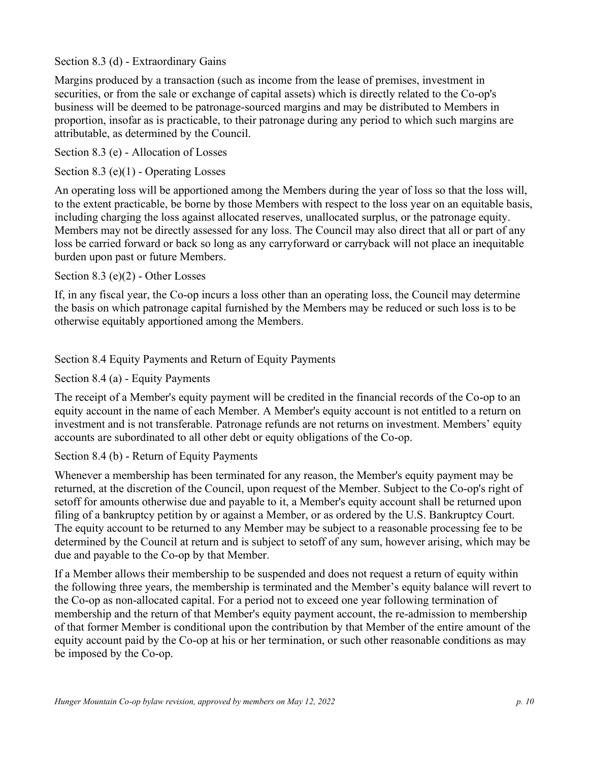Section 8.3 (d) - Extraordinary Gains

Margins produced by a transaction (such as income from the lease of premises, investment in securities, or from the sale or exchange of capital assets) which is directly related to the Co-op's business will be deemed to be patronage-sourced margins and may be distributed to Members in proportion, insofar as is practicable, to their patronage during any period to which such margins are attributable, as determined by the Council.

Section 8.3 (e) - Allocation of Losses

Section 8.3 (e)(1) - Operating Losses

An operating loss will be apportioned among the Members during the year of loss so that the loss will, to the extent practicable, be borne by those Members with respect to the loss year on an equitable basis, including charging the loss against allocated reserves, unallocated surplus, or the patronage equity. Members may not be directly assessed for any loss. The Council may also direct that all or part of any loss be carried forward or back so long as any carryforward or carryback will not place an inequitable burden upon past or future Members.

Section 8.3 (e)(2) - Other Losses

If, in any fiscal year, the Co-op incurs a loss other than an operating loss, the Council may determine the basis on which patronage capital furnished by the Members may be reduced or such loss is to be otherwise equitably apportioned among the Members.

Section 8.4 Equity Payments and Return of Equity Payments

Section 8.4 (a) - Equity Payments

The receipt of a Member's equity payment will be credited in the financial records of the Co-op to an equity account in the name of each Member. A Member's equity account is not entitled to a return on investment and is not transferable. Patronage refunds are not returns on investment. Members' equity accounts are subordinated to all other debt or equity obligations of the Co-op.

Section 8.4 (b) - Return of Equity Payments

Whenever a membership has been terminated for any reason, the Member's equity payment may be returned, at the discretion of the Council, upon request of the Member. Subject to the Co-op's right of setoff for amounts otherwise due and payable to it, a Member's equity account shall be returned upon filing of a bankruptcy petition by or against a Member, or as ordered by the U.S. Bankruptcy Court. The equity account to be returned to any Member may be subject to a reasonable processing fee to be determined by the Council at return and is subject to setoff of any sum, however arising, which may be due and payable to the Co-op by that Member.

If a Member allows their membership to be suspended and does not request a return of equity within the following three years, the membership is terminated and the Member's equity balance will revert to the Co-op as non-allocated capital. For a period not to exceed one year following termination of membership and the return of that Member's equity payment account, the re-admission to membership of that former Member is conditional upon the contribution by that Member of the entire amount of the equity account paid by the Co-op at his or her termination, or such other reasonable conditions as may be imposed by the Co-op.